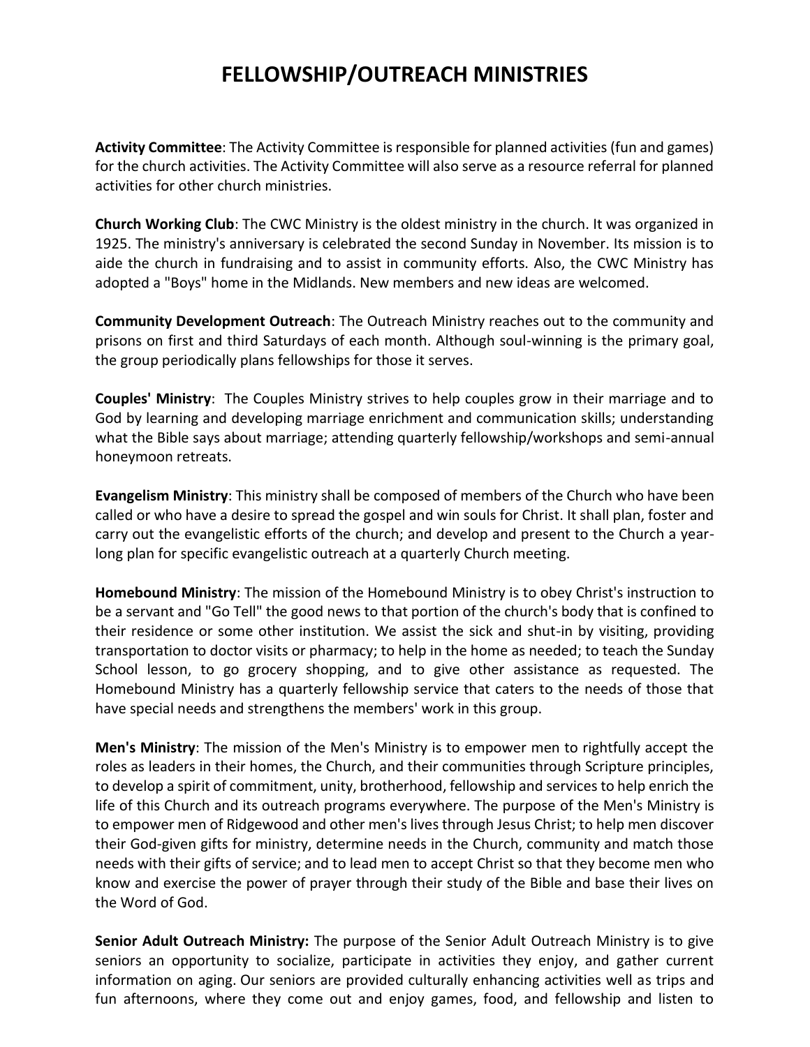# FELLOWSHIP/OUTREACH MINISTRIES

**Activity Committee**: The Activity Committee is responsible for planned activities (fun and games) for the church activities. The Activity Committee will also serve as a resource referral for planned activities for other church ministries.

**Church Working Club**: The CWC Ministry is the oldest ministry in the church. It was organized in 1925. The ministry's anniversary is celebrated the second Sunday in November. Its mission is to aide the church in fundraising and to assist in community efforts. Also, the CWC Ministry has adopted a "Boys" home in the Midlands. New members and new ideas are welcomed.

**Community Development Outreach**: The Outreach Ministry reaches out to the community and prisons on first and third Saturdays of each month. Although soul-winning is the primary goal, the group periodically plans fellowships for those it serves.

**Couples' Ministry**: The Couples Ministry strives to help couples grow in their marriage and to God by learning and developing marriage enrichment and communication skills; understanding what the Bible says about marriage; attending quarterly fellowship/workshops and semi-annual honeymoon retreats.

**Evangelism Ministry**: This ministry shall be composed of members of the Church who have been called or who have a desire to spread the gospel and win souls for Christ. It shall plan, foster and carry out the evangelistic efforts of the church; and develop and present to the Church a year-long plan for specific evangelistic outreach at a quarterly Church meeting.

**Homebound Ministry**: The mission of the Homebound Ministry is to obey Christ's instruction to be a servant and "Go Tell" the good news to that portion of the church's body that is confined to their residence or some other institution. We assist the sick and shut-in by visiting, providing transportation to doctor visits or pharmacy; to help in the home as needed; to teach the Sunday School lesson, to go grocery shopping, and to give other assistance as requested. The Homebound Ministry has a quarterly fellowship service that caters to the needs of those that have special needs and strengthens the members' work in this group.

**Men's Ministry**: The mission of the Men's Ministry is to empower men to rightfully accept the roles as leaders in their homes, the Church, and their communities through Scripture principles, to develop a spirit of commitment, unity, brotherhood, fellowship and services to help enrich the life of this Church and its outreach programs everywhere. The purpose of the Men's Ministry is to empower men of Ridgewood and other men's lives through Jesus Christ; to help men discover their God-given gifts for ministry, determine needs in the Church, community and match those needs with their gifts of service; and to lead men to accept Christ so that they become men who know and exercise the power of prayer through their study of the Bible and base their lives on the Word of God.

**Senior Adult Outreach Ministry:** The purpose of the Senior Adult Outreach Ministry is to give seniors an opportunity to socialize, participate in activities they enjoy, and gather current information on aging. Our seniors are provided culturally enhancing activities well as trips and fun afternoons, where they come out and enjoy games, food, and fellowship and listen to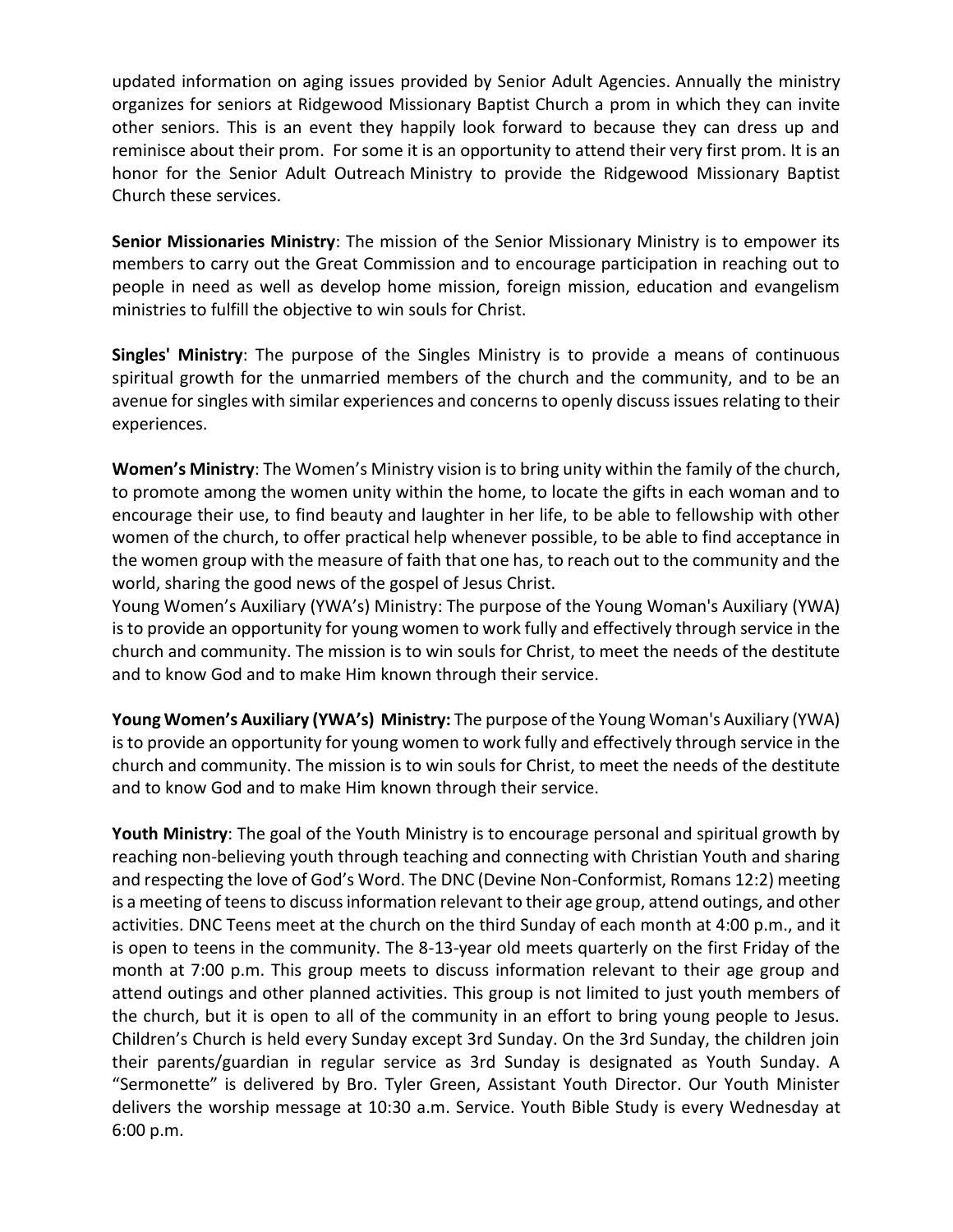updated information on aging issues provided by Senior Adult Agencies. Annually the ministry organizes for seniors at Ridgewood Missionary Baptist Church a prom in which they can invite other seniors. This is an event they happily look forward to because they can dress up and reminisce about their prom. For some it is an opportunity to attend their very first prom. It is an honor for the Senior Adult Outreach Ministry to provide the Ridgewood Missionary Baptist Church these services.

**Senior Missionaries Ministry**: The mission of the Senior Missionary Ministry is to empower its members to carry out the Great Commission and to encourage participation in reaching out to people in need as well as develop home mission, foreign mission, education and evangelism ministries to fulfill the objective to win souls for Christ.

**Singles' Ministry**: The purpose of the Singles Ministry is to provide a means of continuous spiritual growth for the unmarried members of the church and the community, and to be an avenue for singles with similar experiences and concerns to openly discuss issues relating to their experiences.

**Women's Ministry**: The Women's Ministry vision is to bring unity within the family of the church, to promote among the women unity within the home, to locate the gifts in each woman and to encourage their use, to find beauty and laughter in her life, to be able to fellowship with other women of the church, to offer practical help whenever possible, to be able to find acceptance in the women group with the measure of faith that one has, to reach out to the community and the world, sharing the good news of the gospel of Jesus Christ.
Young Women's Auxiliary (YWA's) Ministry: The purpose of the Young Woman's Auxiliary (YWA) is to provide an opportunity for young women to work fully and effectively through service in the church and community. The mission is to win souls for Christ, to meet the needs of the destitute and to know God and to make Him known through their service.

**Young Women's Auxiliary (YWA's) Ministry:** The purpose of the Young Woman's Auxiliary (YWA) is to provide an opportunity for young women to work fully and effectively through service in the church and community. The mission is to win souls for Christ, to meet the needs of the destitute and to know God and to make Him known through their service.

**Youth Ministry**: The goal of the Youth Ministry is to encourage personal and spiritual growth by reaching non-believing youth through teaching and connecting with Christian Youth and sharing and respecting the love of God's Word. The DNC (Devine Non-Conformist, Romans 12:2) meeting is a meeting of teens to discuss information relevant to their age group, attend outings, and other activities. DNC Teens meet at the church on the third Sunday of each month at 4:00 p.m., and it is open to teens in the community. The 8-13-year old meets quarterly on the first Friday of the month at 7:00 p.m. This group meets to discuss information relevant to their age group and attend outings and other planned activities. This group is not limited to just youth members of the church, but it is open to all of the community in an effort to bring young people to Jesus. Children's Church is held every Sunday except 3rd Sunday. On the 3rd Sunday, the children join their parents/guardian in regular service as 3rd Sunday is designated as Youth Sunday. A "Sermonette" is delivered by Bro. Tyler Green, Assistant Youth Director. Our Youth Minister delivers the worship message at 10:30 a.m. Service. Youth Bible Study is every Wednesday at 6:00 p.m.